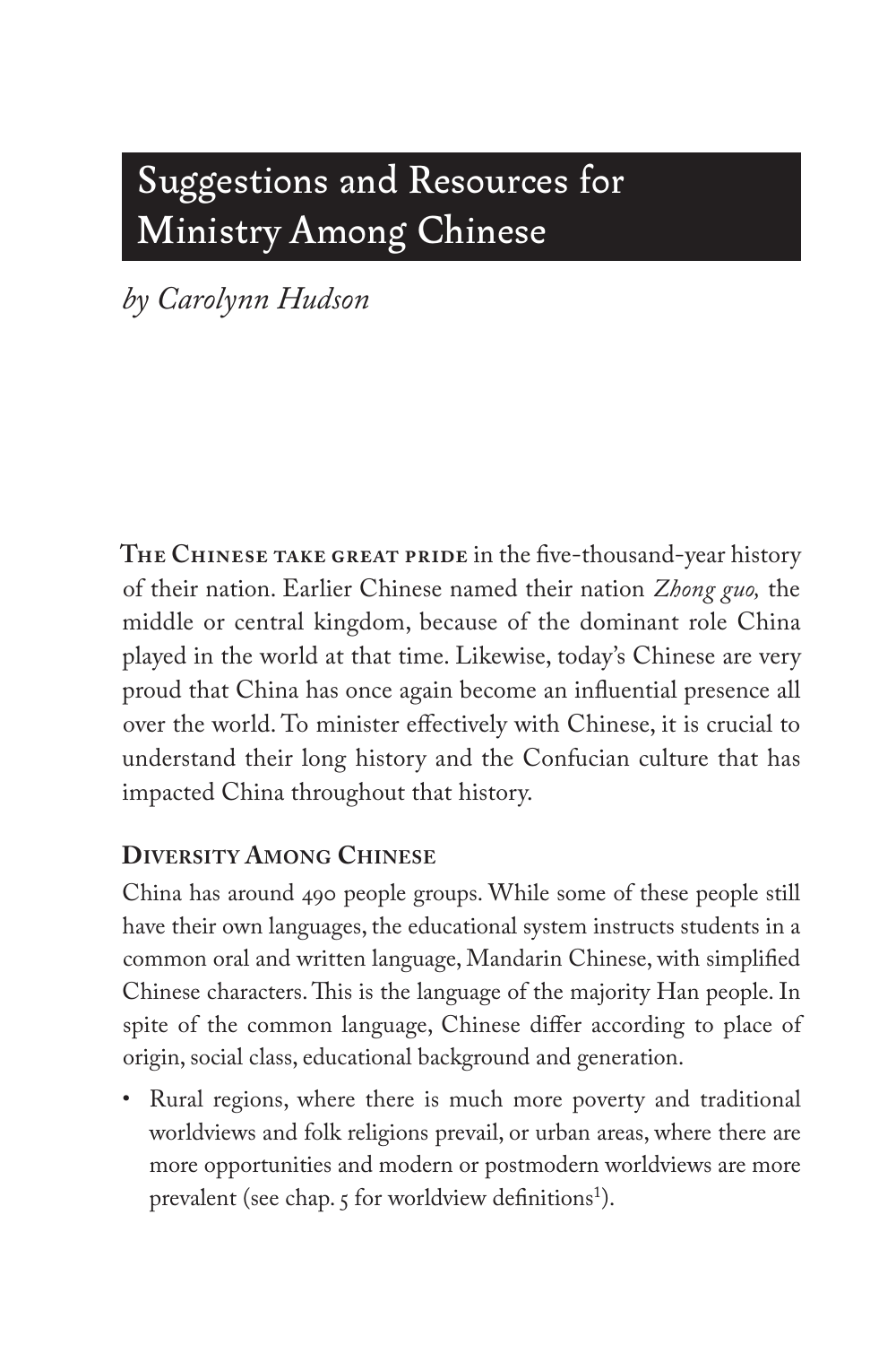# Suggestions and Resources for Ministry Among Chinese

*by Carolynn Hudson*

**The Chinese take great pride** in the five-thousand-year history of their nation. Earlier Chinese named their nation *Zhong guo,* the middle or central kingdom, because of the dominant role China played in the world at that time. Likewise, today's Chinese are very proud that China has once again become an influential presence all over the world. To minister effectively with Chinese, it is crucial to understand their long history and the Confucian culture that has impacted China throughout that history.

## Diversity Among Chinese

China has around 490 people groups. While some of these people still have their own languages, the educational system instructs students in a common oral and written language, Mandarin Chinese, with simplified Chinese characters. This is the language of the majority Han people. In spite of the common language, Chinese differ according to place of origin, social class, educational background and generation.

- Rural regions, where there is much more poverty and traditional worldviews and folk religions prevail, or urban areas, where there are more opportunities and modern or postmodern worldviews are more prevalent (see chap. 5 for worldview definitions[1]).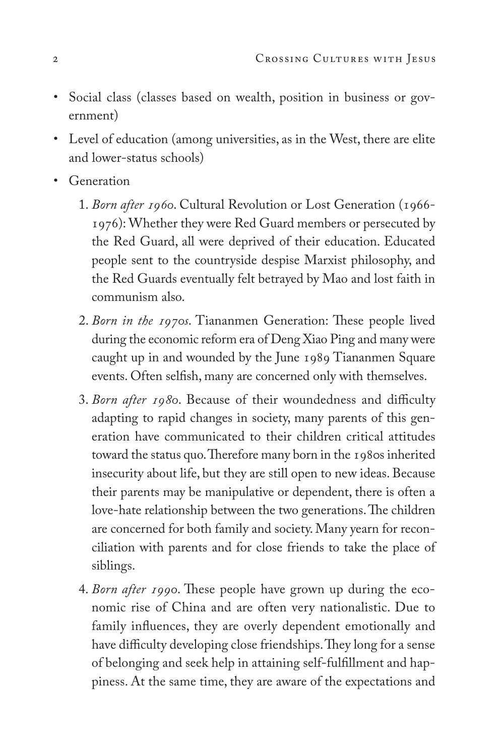- Social class (classes based on wealth, position in business or government)
- Level of education (among universities, as in the West, there are elite and lower-status schools)
- Generation
    1. *Born after 1960*. Cultural Revolution or Lost Generation (1966-1976): Whether they were Red Guard members or persecuted by the Red Guard, all were deprived of their education. Educated people sent to the countryside despise Marxist philosophy, and the Red Guards eventually felt betrayed by Mao and lost faith in communism also.
    2. *Born in the 1970s*. Tiananmen Generation: These people lived during the economic reform era of Deng Xiao Ping and many were caught up in and wounded by the June 1989 Tiananmen Square events. Often selfish, many are concerned only with themselves.
    3. *Born after 1980*. Because of their woundedness and difficulty adapting to rapid changes in society, many parents of this generation have communicated to their children critical attitudes toward the status quo. Therefore many born in the 1980s inherited insecurity about life, but they are still open to new ideas. Because their parents may be manipulative or dependent, there is often a love-hate relationship between the two generations. The children are concerned for both family and society. Many yearn for reconciliation with parents and for close friends to take the place of siblings.
    4. *Born after 1990*. These people have grown up during the economic rise of China and are often very nationalistic. Due to family influences, they are overly dependent emotionally and have difficulty developing close friendships. They long for a sense of belonging and seek help in attaining self-fulfillment and happiness. At the same time, they are aware of the expectations and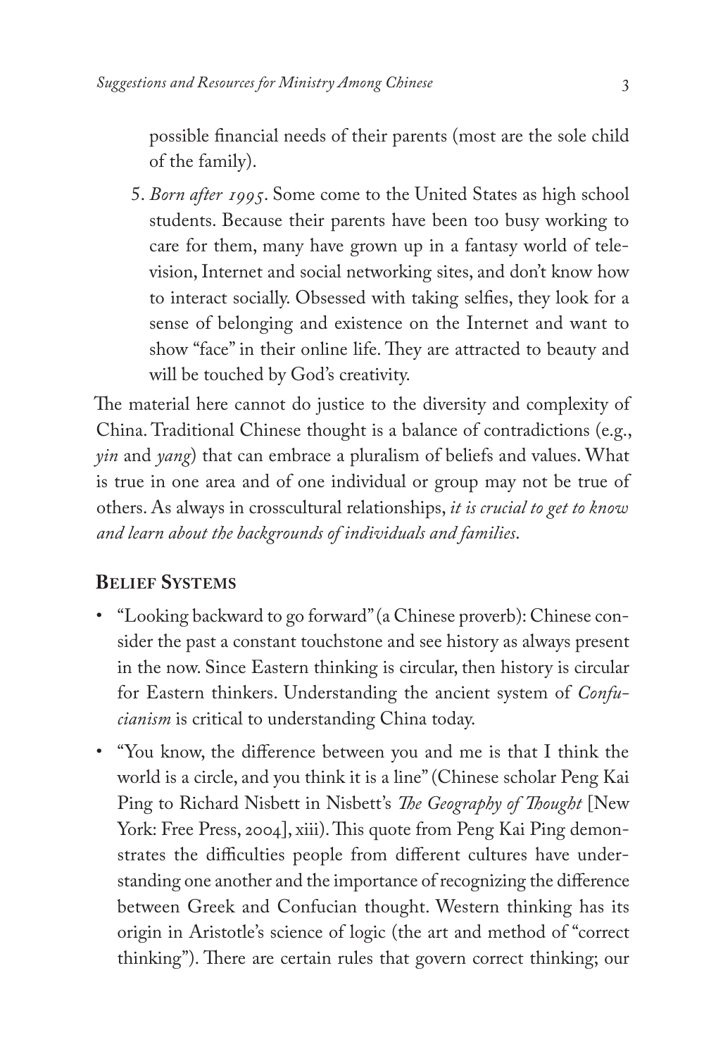possible financial needs of their parents (most are the sole child of the family).

5. *Born after 1995*. Some come to the United States as high school students. Because their parents have been too busy working to care for them, many have grown up in a fantasy world of television, Internet and social networking sites, and don't know how to interact socially. Obsessed with taking selfies, they look for a sense of belonging and existence on the Internet and want to show "face" in their online life. They are attracted to beauty and will be touched by God's creativity.

The material here cannot do justice to the diversity and complexity of China. Traditional Chinese thought is a balance of contradictions (e.g., *yin* and *yang*) that can embrace a pluralism of beliefs and values. What is true in one area and of one individual or group may not be true of others. As always in crosscultural relationships, *it is crucial to get to know and learn about the backgrounds of individuals and families*.

## Belief Systems

- "Looking backward to go forward" (a Chinese proverb): Chinese consider the past a constant touchstone and see history as always present in the now. Since Eastern thinking is circular, then history is circular for Eastern thinkers. Understanding the ancient system of *Confucianism* is critical to understanding China today.
- "You know, the difference between you and me is that I think the world is a circle, and you think it is a line" (Chinese scholar Peng Kai Ping to Richard Nisbett in Nisbett's *The Geography of Thought* [New York: Free Press, 2004], xiii). This quote from Peng Kai Ping demonstrates the difficulties people from different cultures have understanding one another and the importance of recognizing the difference between Greek and Confucian thought. Western thinking has its origin in Aristotle's science of logic (the art and method of "correct thinking"). There are certain rules that govern correct thinking; our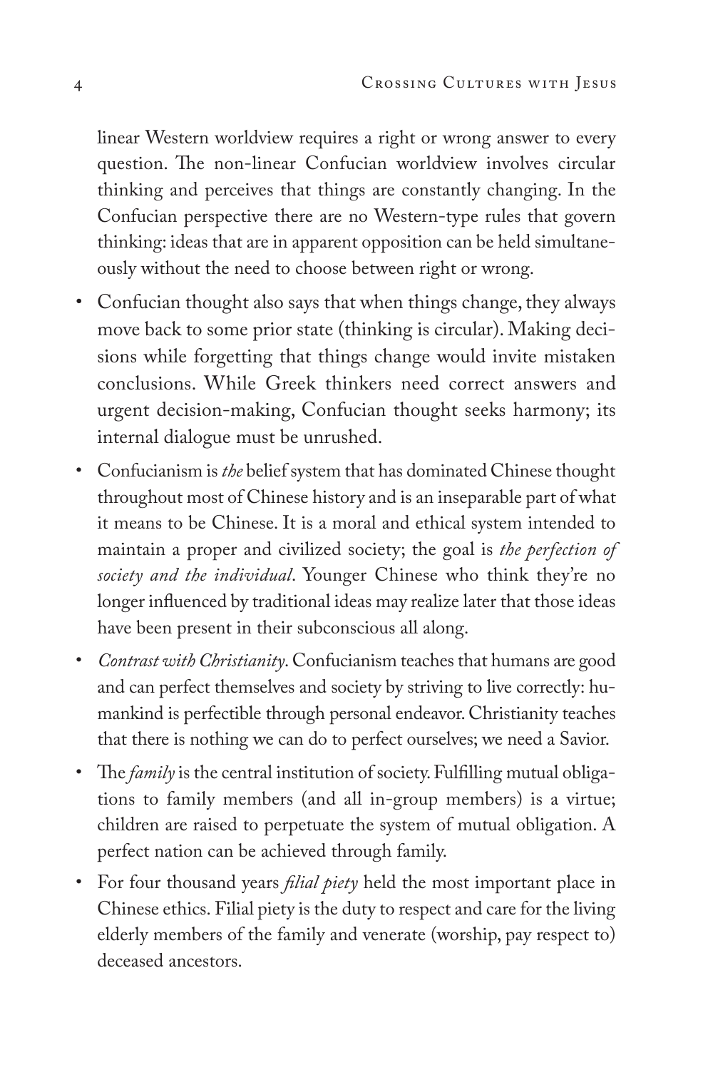linear Western worldview requires a right or wrong answer to every question. The non-linear Confucian worldview involves circular thinking and perceives that things are constantly changing. In the Confucian perspective there are no Western-type rules that govern thinking: ideas that are in apparent opposition can be held simultaneously without the need to choose between right or wrong.

- Confucian thought also says that when things change, they always move back to some prior state (thinking is circular). Making decisions while forgetting that things change would invite mistaken conclusions. While Greek thinkers need correct answers and urgent decision-making, Confucian thought seeks harmony; its internal dialogue must be unrushed.
- Confucianism is *the* belief system that has dominated Chinese thought throughout most of Chinese history and is an inseparable part of what it means to be Chinese. It is a moral and ethical system intended to maintain a proper and civilized society; the goal is *the perfection of society and the individual*. Younger Chinese who think they're no longer influenced by traditional ideas may realize later that those ideas have been present in their subconscious all along.
- *Contrast with Christianity*. Confucianism teaches that humans are good and can perfect themselves and society by striving to live correctly: humankind is perfectible through personal endeavor. Christianity teaches that there is nothing we can do to perfect ourselves; we need a Savior.
- The *family* is the central institution of society. Fulfilling mutual obligations to family members (and all in-group members) is a virtue; children are raised to perpetuate the system of mutual obligation. A perfect nation can be achieved through family.
- For four thousand years *filial piety* held the most important place in Chinese ethics. Filial piety is the duty to respect and care for the living elderly members of the family and venerate (worship, pay respect to) deceased ancestors.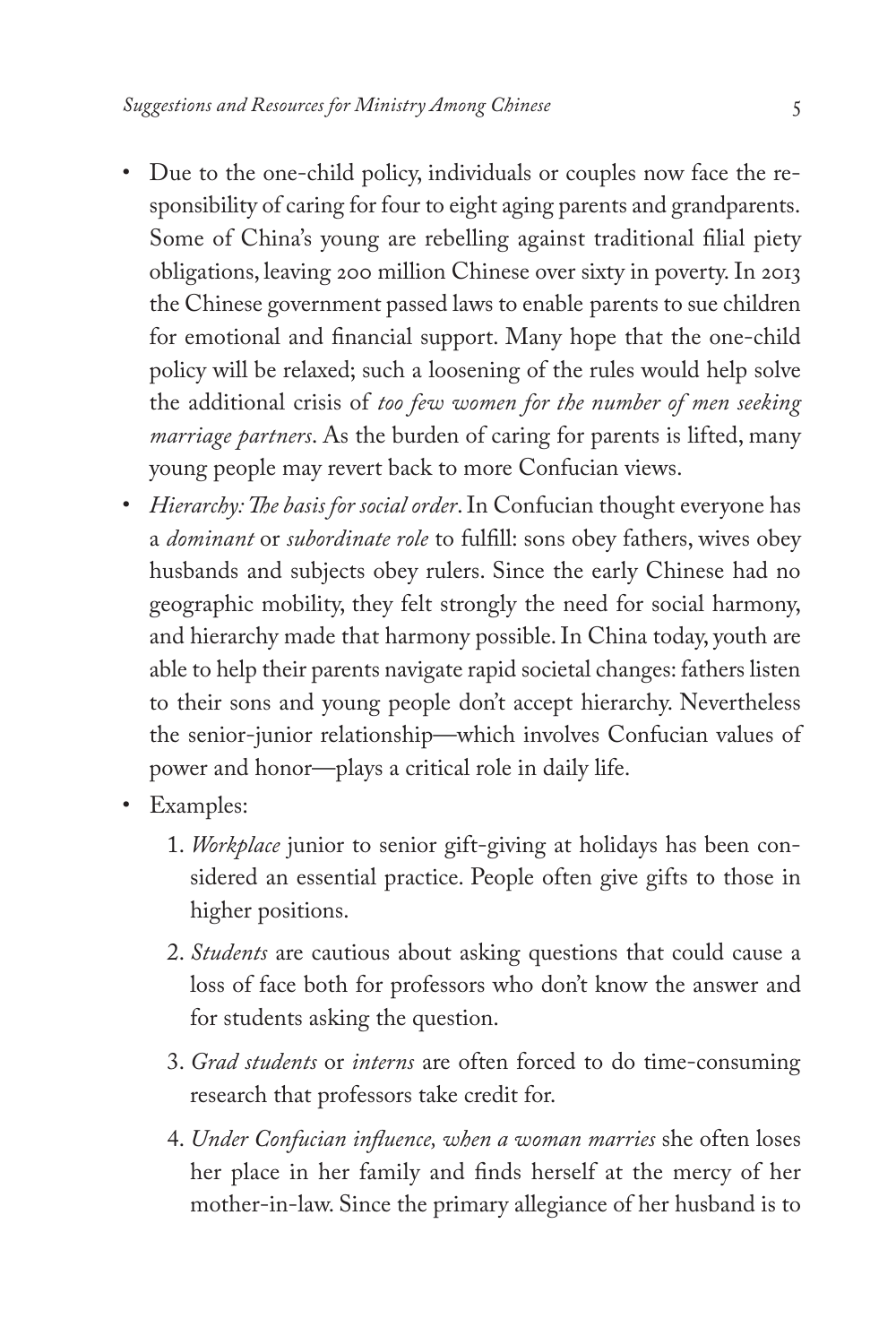- Due to the one-child policy, individuals or couples now face the responsibility of caring for four to eight aging parents and grandparents. Some of China's young are rebelling against traditional filial piety obligations, leaving 200 million Chinese over sixty in poverty. In 2013 the Chinese government passed laws to enable parents to sue children for emotional and financial support. Many hope that the one-child policy will be relaxed; such a loosening of the rules would help solve the additional crisis of *too few women for the number of men seeking marriage partners*. As the burden of caring for parents is lifted, many young people may revert back to more Confucian views.
- *Hierarchy: The basis for social order*. In Confucian thought everyone has a *dominant* or *subordinate role* to fulfill: sons obey fathers, wives obey husbands and subjects obey rulers. Since the early Chinese had no geographic mobility, they felt strongly the need for social harmony, and hierarchy made that harmony possible. In China today, youth are able to help their parents navigate rapid societal changes: fathers listen to their sons and young people don't accept hierarchy. Nevertheless the senior-junior relationship—which involves Confucian values of power and honor—plays a critical role in daily life.
- Examples:
    1. *Workplace* junior to senior gift-giving at holidays has been considered an essential practice. People often give gifts to those in higher positions.
    2. *Students* are cautious about asking questions that could cause a loss of face both for professors who don't know the answer and for students asking the question.
    3. *Grad students* or *interns* are often forced to do time-consuming research that professors take credit for.
    4. *Under Confucian influence, when a woman marries* she often loses her place in her family and finds herself at the mercy of her mother-in-law. Since the primary allegiance of her husband is to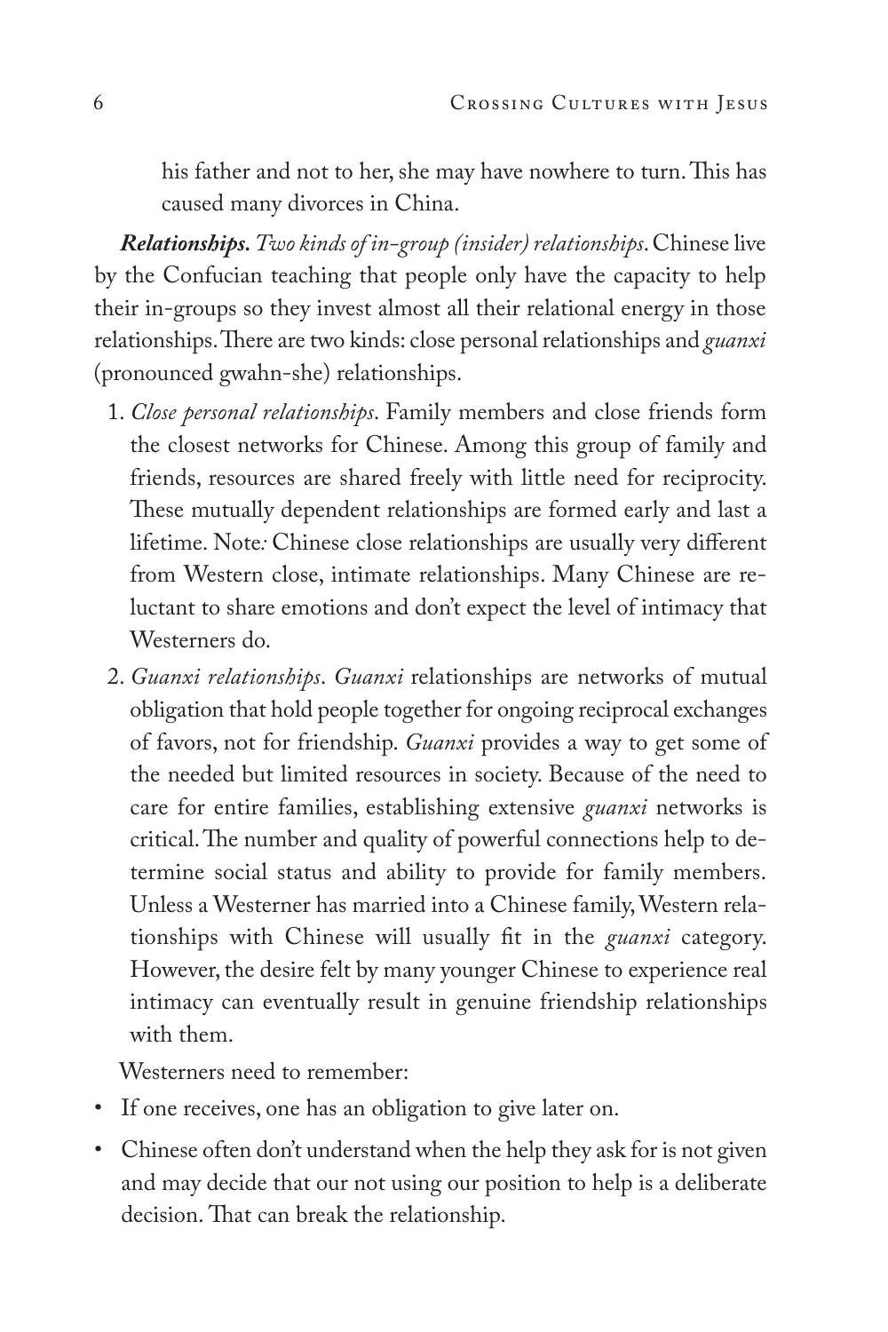his father and not to her, she may have nowhere to turn. This has caused many divorces in China.

***Relationships.*** *Two kinds of in-group (insider) relationships*. Chinese live by the Confucian teaching that people only have the capacity to help their in-groups so they invest almost all their relational energy in those relationships. There are two kinds: close personal relationships and *guanxi* (pronounced gwahn-she) relationships.

1. *Close personal relationships*. Family members and close friends form the closest networks for Chinese. Among this group of family and friends, resources are shared freely with little need for reciprocity. These mutually dependent relationships are formed early and last a lifetime. Note*:* Chinese close relationships are usually very different from Western close, intimate relationships. Many Chinese are reluctant to share emotions and don't expect the level of intimacy that Westerners do.
2. *Guanxi relationships*. *Guanxi* relationships are networks of mutual obligation that hold people together for ongoing reciprocal exchanges of favors, not for friendship. *Guanxi* provides a way to get some of the needed but limited resources in society. Because of the need to care for entire families, establishing extensive *guanxi* networks is critical. The number and quality of powerful connections help to determine social status and ability to provide for family members. Unless a Westerner has married into a Chinese family, Western relationships with Chinese will usually fit in the *guanxi* category. However, the desire felt by many younger Chinese to experience real intimacy can eventually result in genuine friendship relationships with them.

Westerners need to remember:

- If one receives, one has an obligation to give later on.
- Chinese often don't understand when the help they ask for is not given and may decide that our not using our position to help is a deliberate decision. That can break the relationship.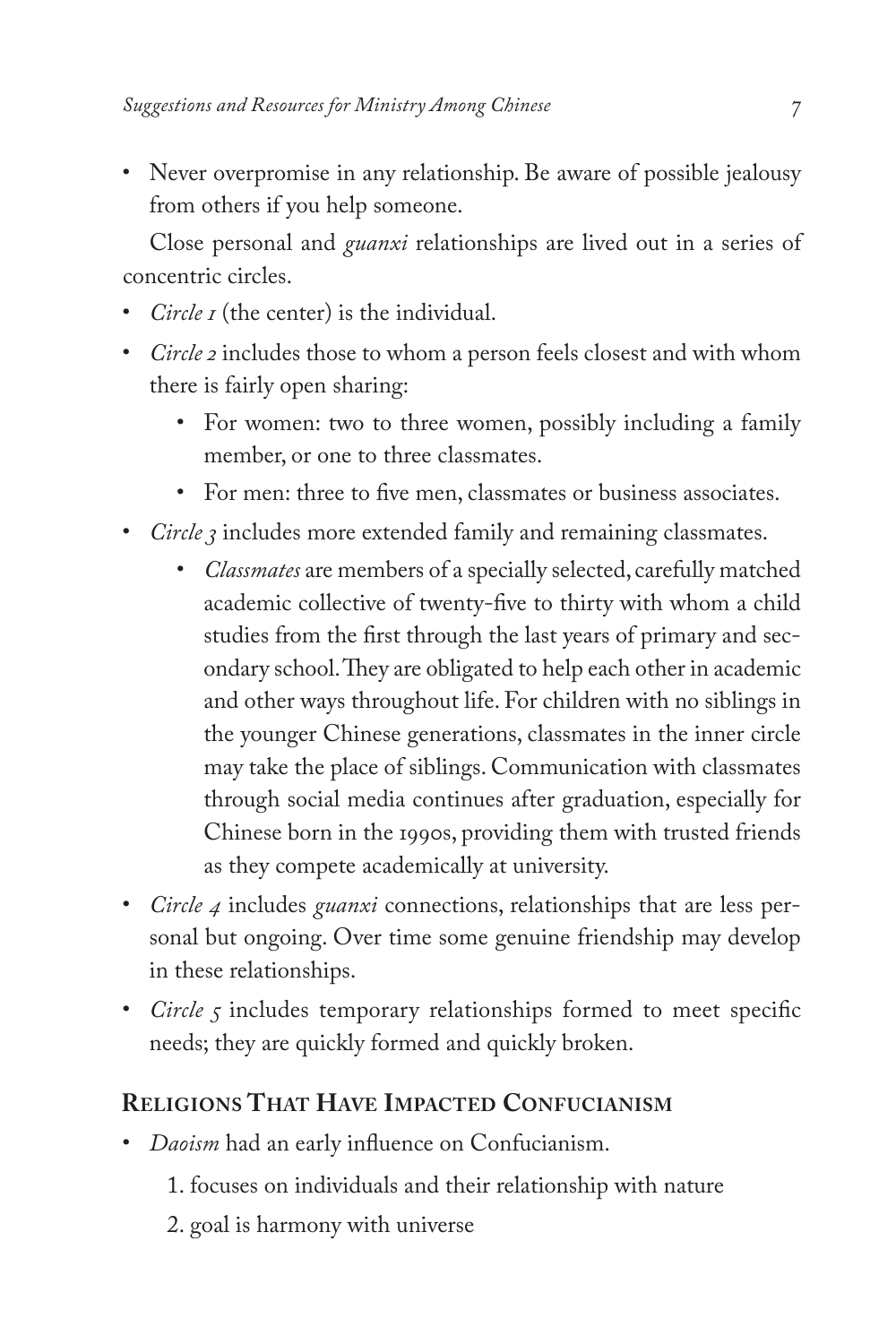- Never overpromise in any relationship. Be aware of possible jealousy from others if you help someone.

Close personal and *guanxi* relationships are lived out in a series of concentric circles.

- *Circle 1* (the center) is the individual.
- *Circle 2* includes those to whom a person feels closest and with whom there is fairly open sharing:
    - For women: two to three women, possibly including a family member, or one to three classmates.
    - For men: three to five men, classmates or business associates.
- *Circle 3* includes more extended family and remaining classmates.
    - *Classmates* are members of a specially selected, carefully matched academic collective of twenty-five to thirty with whom a child studies from the first through the last years of primary and secondary school. They are obligated to help each other in academic and other ways throughout life. For children with no siblings in the younger Chinese generations, classmates in the inner circle may take the place of siblings. Communication with classmates through social media continues after graduation, especially for Chinese born in the 1990s, providing them with trusted friends as they compete academically at university.
- *Circle 4* includes *guanxi* connections, relationships that are less personal but ongoing. Over time some genuine friendship may develop in these relationships.
- *Circle 5* includes temporary relationships formed to meet specific needs; they are quickly formed and quickly broken.

## Religions That Have Impacted Confucianism

- *Daoism* had an early influence on Confucianism.
    1. focuses on individuals and their relationship with nature
    2. goal is harmony with universe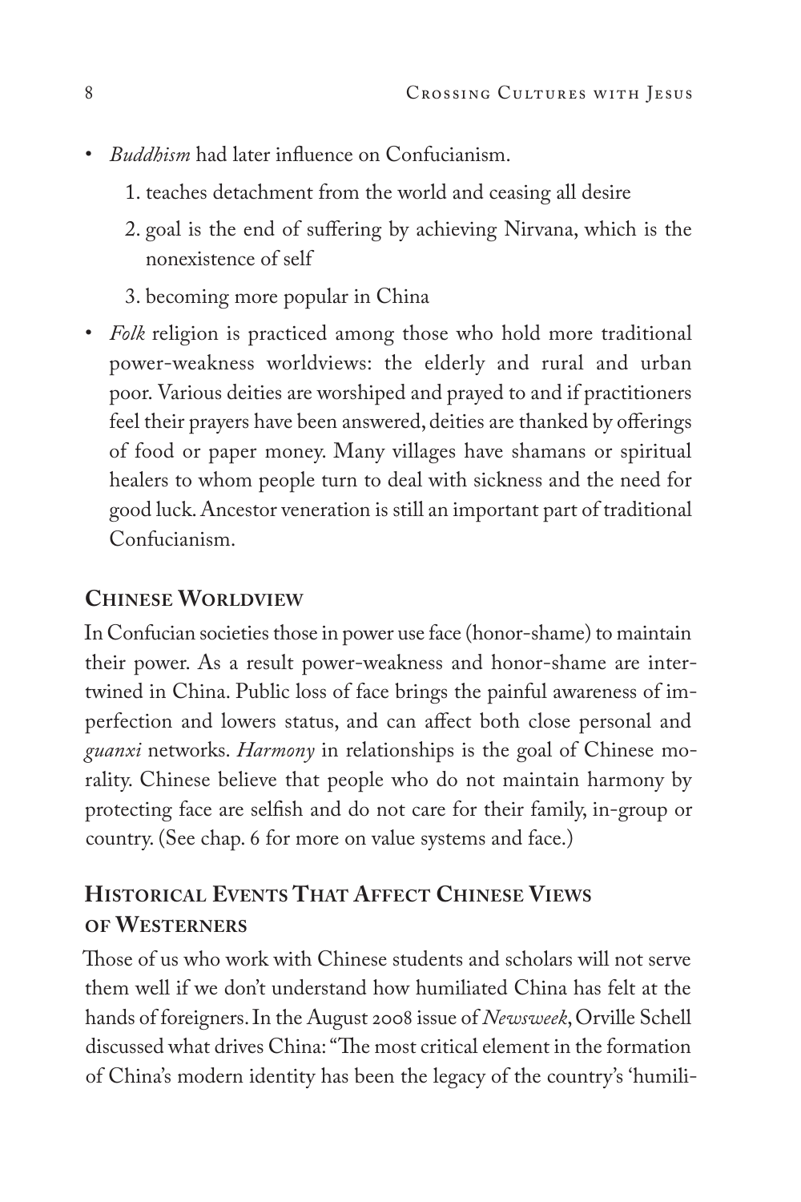- *Buddhism* had later influence on Confucianism.
    1. teaches detachment from the world and ceasing all desire
    2. goal is the end of suffering by achieving Nirvana, which is the nonexistence of self
    3. becoming more popular in China
- *Folk* religion is practiced among those who hold more traditional power-weakness worldviews: the elderly and rural and urban poor. Various deities are worshiped and prayed to and if practitioners feel their prayers have been answered, deities are thanked by offerings of food or paper money. Many villages have shamans or spiritual healers to whom people turn to deal with sickness and the need for good luck. Ancestor veneration is still an important part of traditional Confucianism.

## Chinese Worldview

In Confucian societies those in power use face (honor-shame) to maintain their power. As a result power-weakness and honor-shame are intertwined in China. Public loss of face brings the painful awareness of imperfection and lowers status, and can affect both close personal and *guanxi* networks. *Harmony* in relationships is the goal of Chinese morality. Chinese believe that people who do not maintain harmony by protecting face are selfish and do not care for their family, in-group or country. (See chap. 6 for more on value systems and face.)

## Historical Events That Affect Chinese Views of Westerners

Those of us who work with Chinese students and scholars will not serve them well if we don't understand how humiliated China has felt at the hands of foreigners. In the August 2008 issue of *Newsweek*, Orville Schell discussed what drives China: "The most critical element in the formation of China's modern identity has been the legacy of the country's 'humili-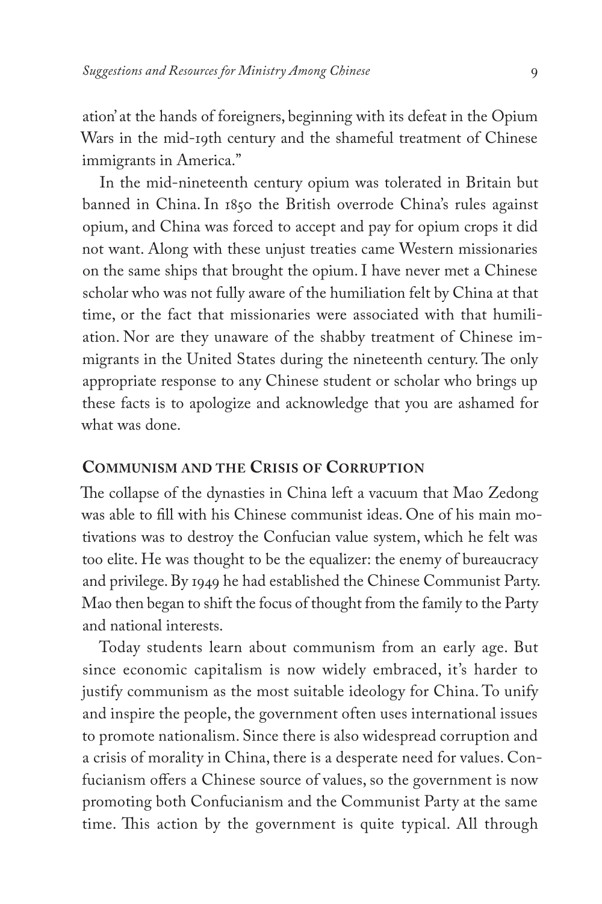ation' at the hands of foreigners, beginning with its defeat in the Opium Wars in the mid-19th century and the shameful treatment of Chinese immigrants in America."

In the mid-nineteenth century opium was tolerated in Britain but banned in China. In 1850 the British overrode China's rules against opium, and China was forced to accept and pay for opium crops it did not want. Along with these unjust treaties came Western missionaries on the same ships that brought the opium. I have never met a Chinese scholar who was not fully aware of the humiliation felt by China at that time, or the fact that missionaries were associated with that humiliation. Nor are they unaware of the shabby treatment of Chinese immigrants in the United States during the nineteenth century. The only appropriate response to any Chinese student or scholar who brings up these facts is to apologize and acknowledge that you are ashamed for what was done.

## Communism and the Crisis of Corruption

The collapse of the dynasties in China left a vacuum that Mao Zedong was able to fill with his Chinese communist ideas. One of his main motivations was to destroy the Confucian value system, which he felt was too elite. He was thought to be the equalizer: the enemy of bureaucracy and privilege. By 1949 he had established the Chinese Communist Party. Mao then began to shift the focus of thought from the family to the Party and national interests.

Today students learn about communism from an early age. But since economic capitalism is now widely embraced, it's harder to justify communism as the most suitable ideology for China. To unify and inspire the people, the government often uses international issues to promote nationalism. Since there is also widespread corruption and a crisis of morality in China, there is a desperate need for values. Confucianism offers a Chinese source of values, so the government is now promoting both Confucianism and the Communist Party at the same time. This action by the government is quite typical. All through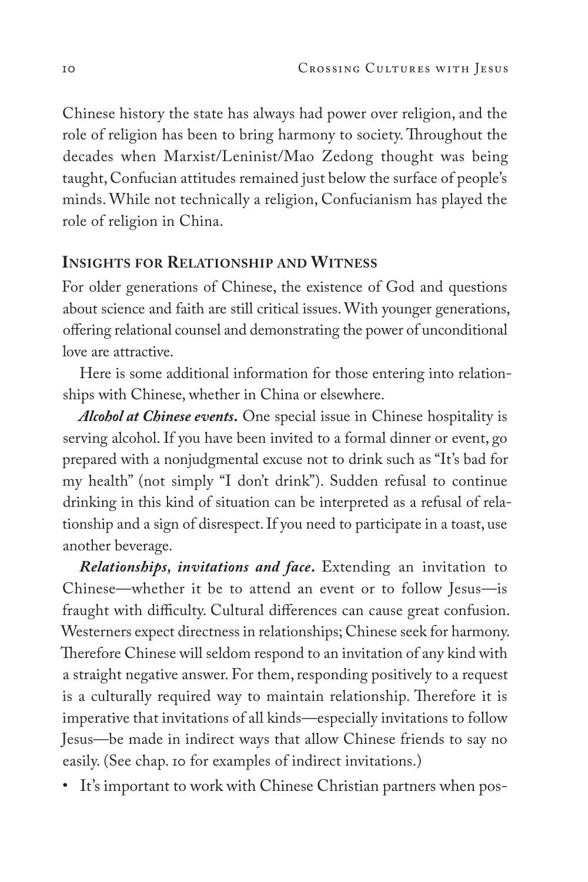Chinese history the state has always had power over religion, and the role of religion has been to bring harmony to society. Throughout the decades when Marxist/Leninist/Mao Zedong thought was being taught, Confucian attitudes remained just below the surface of people's minds. While not technically a religion, Confucianism has played the role of religion in China.

### Insights for Relationship and Witness

For older generations of Chinese, the existence of God and questions about science and faith are still critical issues. With younger generations, offering relational counsel and demonstrating the power of unconditional love are attractive.

Here is some additional information for those entering into relationships with Chinese, whether in China or elsewhere.

***Alcohol at Chinese events.*** One special issue in Chinese hospitality is serving alcohol. If you have been invited to a formal dinner or event, go prepared with a nonjudgmental excuse not to drink such as "It's bad for my health" (not simply "I don't drink"). Sudden refusal to continue drinking in this kind of situation can be interpreted as a refusal of relationship and a sign of disrespect. If you need to participate in a toast, use another beverage.

***Relationships, invitations and face.*** Extending an invitation to Chinese—whether it be to attend an event or to follow Jesus—is fraught with difficulty. Cultural differences can cause great confusion. Westerners expect directness in relationships; Chinese seek for harmony. Therefore Chinese will seldom respond to an invitation of any kind with a straight negative answer. For them, responding positively to a request is a culturally required way to maintain relationship. Therefore it is imperative that invitations of all kinds—especially invitations to follow Jesus—be made in indirect ways that allow Chinese friends to say no easily. (See chap. 10 for examples of indirect invitations.)

- It's important to work with Chinese Christian partners when pos-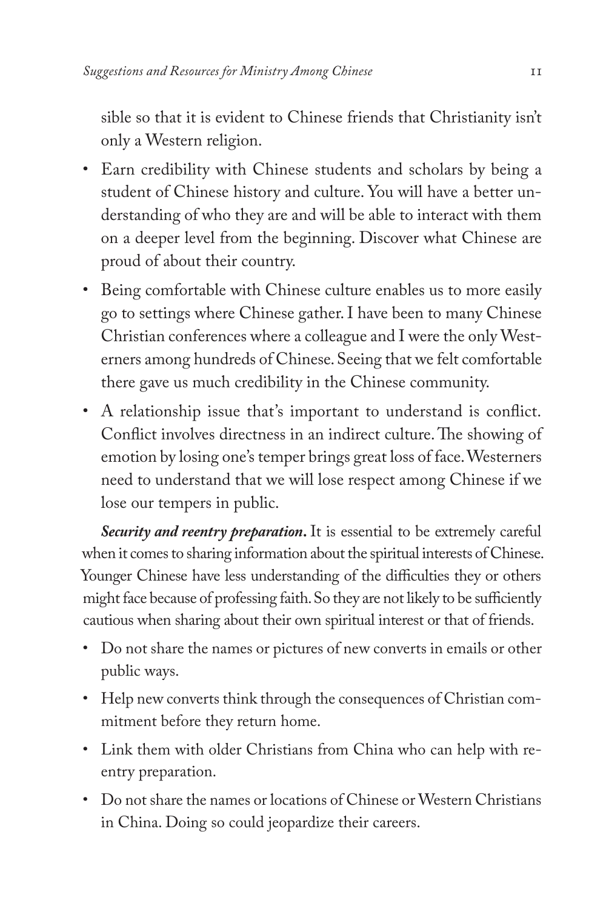sible so that it is evident to Chinese friends that Christianity isn't only a Western religion.

- Earn credibility with Chinese students and scholars by being a student of Chinese history and culture. You will have a better understanding of who they are and will be able to interact with them on a deeper level from the beginning. Discover what Chinese are proud of about their country.
- Being comfortable with Chinese culture enables us to more easily go to settings where Chinese gather. I have been to many Chinese Christian conferences where a colleague and I were the only Westerners among hundreds of Chinese. Seeing that we felt comfortable there gave us much credibility in the Chinese community.
- A relationship issue that's important to understand is conflict. Conflict involves directness in an indirect culture. The showing of emotion by losing one's temper brings great loss of face. Westerners need to understand that we will lose respect among Chinese if we lose our tempers in public.

***Security and reentry preparation.*** It is essential to be extremely careful when it comes to sharing information about the spiritual interests of Chinese. Younger Chinese have less understanding of the difficulties they or others might face because of professing faith. So they are not likely to be sufficiently cautious when sharing about their own spiritual interest or that of friends.

- Do not share the names or pictures of new converts in emails or other public ways.
- Help new converts think through the consequences of Christian commitment before they return home.
- Link them with older Christians from China who can help with reentry preparation.
- Do not share the names or locations of Chinese or Western Christians in China. Doing so could jeopardize their careers.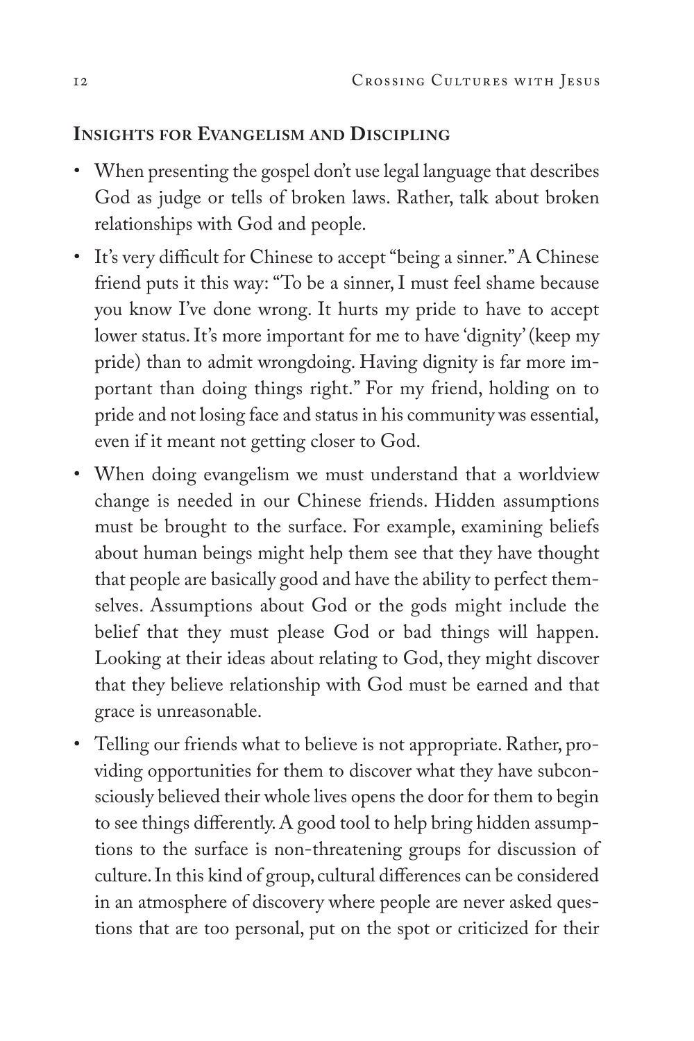## Insights for Evangelism and Discipling

- When presenting the gospel don't use legal language that describes God as judge or tells of broken laws. Rather, talk about broken relationships with God and people.
- It's very difficult for Chinese to accept "being a sinner." A Chinese friend puts it this way: "To be a sinner, I must feel shame because you know I've done wrong. It hurts my pride to have to accept lower status. It's more important for me to have 'dignity' (keep my pride) than to admit wrongdoing. Having dignity is far more important than doing things right." For my friend, holding on to pride and not losing face and status in his community was essential, even if it meant not getting closer to God.
- When doing evangelism we must understand that a worldview change is needed in our Chinese friends. Hidden assumptions must be brought to the surface. For example, examining beliefs about human beings might help them see that they have thought that people are basically good and have the ability to perfect themselves. Assumptions about God or the gods might include the belief that they must please God or bad things will happen. Looking at their ideas about relating to God, they might discover that they believe relationship with God must be earned and that grace is unreasonable.
- Telling our friends what to believe is not appropriate. Rather, providing opportunities for them to discover what they have subconsciously believed their whole lives opens the door for them to begin to see things differently. A good tool to help bring hidden assumptions to the surface is non-threatening groups for discussion of culture. In this kind of group, cultural differences can be considered in an atmosphere of discovery where people are never asked questions that are too personal, put on the spot or criticized for their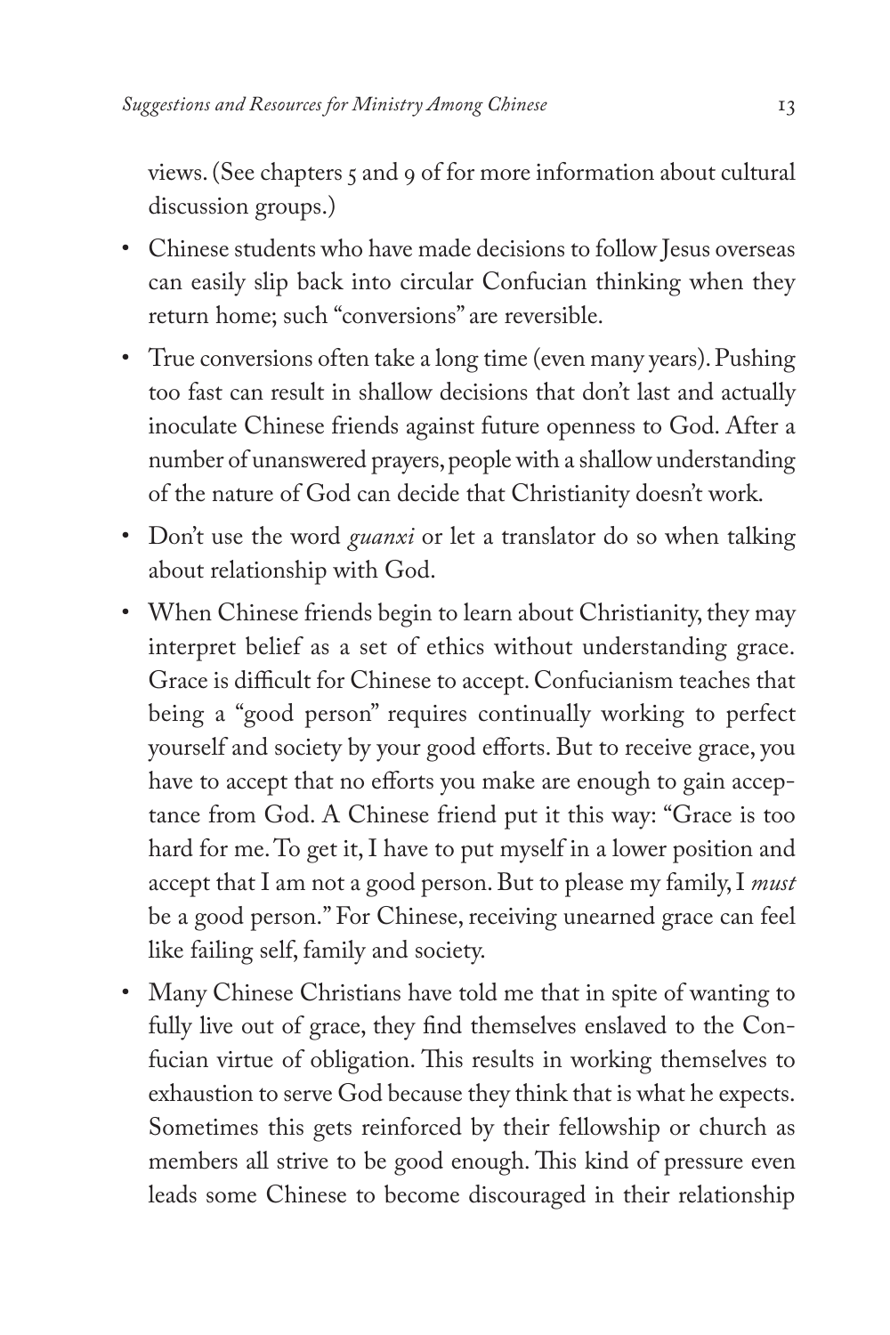views. (See chapters 5 and 9 of for more information about cultural discussion groups.)

- Chinese students who have made decisions to follow Jesus overseas can easily slip back into circular Confucian thinking when they return home; such "conversions" are reversible.
- True conversions often take a long time (even many years). Pushing too fast can result in shallow decisions that don't last and actually inoculate Chinese friends against future openness to God. After a number of unanswered prayers, people with a shallow understanding of the nature of God can decide that Christianity doesn't work.
- Don't use the word *guanxi* or let a translator do so when talking about relationship with God.
- When Chinese friends begin to learn about Christianity, they may interpret belief as a set of ethics without understanding grace. Grace is difficult for Chinese to accept. Confucianism teaches that being a "good person" requires continually working to perfect yourself and society by your good efforts. But to receive grace, you have to accept that no efforts you make are enough to gain acceptance from God. A Chinese friend put it this way: "Grace is too hard for me. To get it, I have to put myself in a lower position and accept that I am not a good person. But to please my family, I *must* be a good person." For Chinese, receiving unearned grace can feel like failing self, family and society.
- Many Chinese Christians have told me that in spite of wanting to fully live out of grace, they find themselves enslaved to the Confucian virtue of obligation. This results in working themselves to exhaustion to serve God because they think that is what he expects. Sometimes this gets reinforced by their fellowship or church as members all strive to be good enough. This kind of pressure even leads some Chinese to become discouraged in their relationship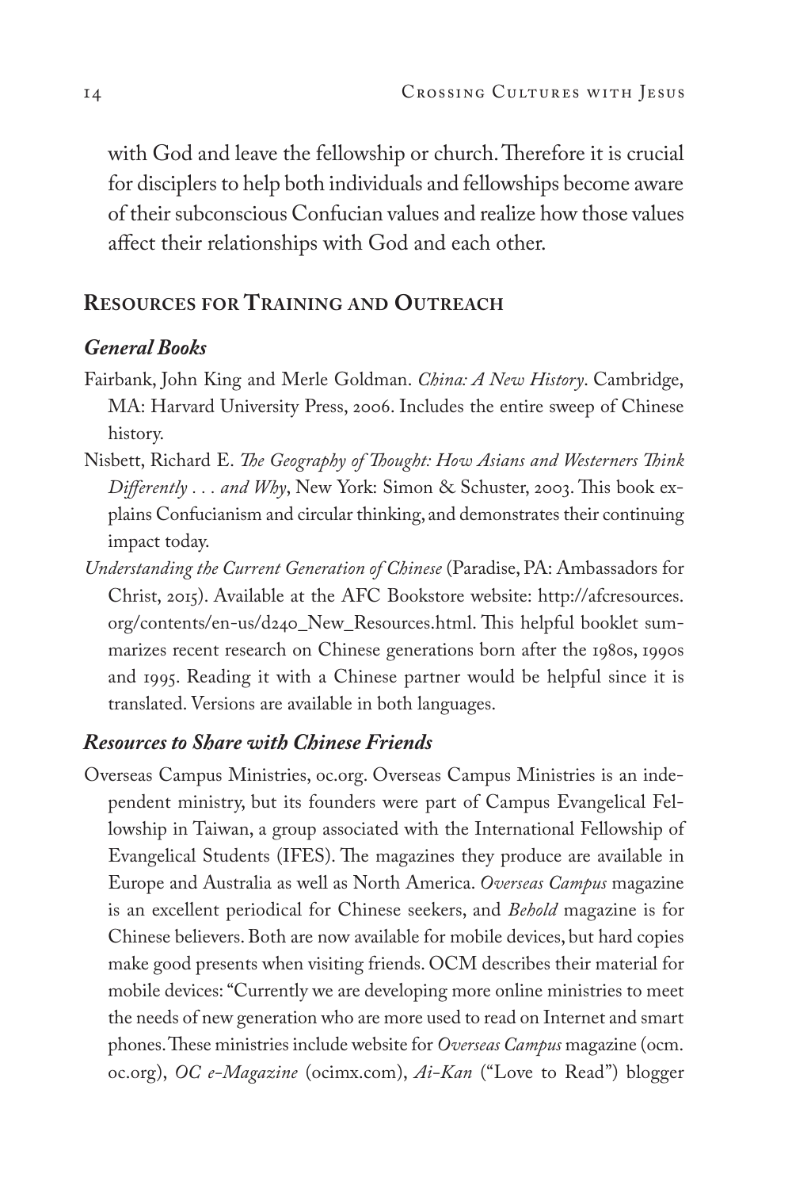with God and leave the fellowship or church. Therefore it is crucial for disciplers to help both individuals and fellowships become aware of their subconscious Confucian values and realize how those values affect their relationships with God and each other.

## Resources for Training and Outreach

### *General Books*

Fairbank, John King and Merle Goldman. *China: A New History*. Cambridge, MA: Harvard University Press, 2006. Includes the entire sweep of Chinese history.

Nisbett, Richard E. *The Geography of Thought: How Asians and Westerners Think Differently . . . and Why*, New York: Simon & Schuster, 2003. This book explains Confucianism and circular thinking, and demonstrates their continuing impact today.

*Understanding the Current Generation of Chinese* (Paradise, PA: Ambassadors for Christ, 2015). Available at the AFC Bookstore website: http://afcresources.org/contents/en-us/d240_New_Resources.html. This helpful booklet summarizes recent research on Chinese generations born after the 1980s, 1990s and 1995. Reading it with a Chinese partner would be helpful since it is translated. Versions are available in both languages.

### *Resources to Share with Chinese Friends*

Overseas Campus Ministries, oc.org. Overseas Campus Ministries is an independent ministry, but its founders were part of Campus Evangelical Fellowship in Taiwan, a group associated with the International Fellowship of Evangelical Students (IFES). The magazines they produce are available in Europe and Australia as well as North America. *Overseas Campus* magazine is an excellent periodical for Chinese seekers, and *Behold* magazine is for Chinese believers. Both are now available for mobile devices, but hard copies make good presents when visiting friends. OCM describes their material for mobile devices: "Currently we are developing more online ministries to meet the needs of new generation who are more used to read on Internet and smart phones. These ministries include website for *Overseas Campus* magazine (ocm.oc.org), *OC e-Magazine* (ocimx.com), *Ai-Kan* ("Love to Read") blogger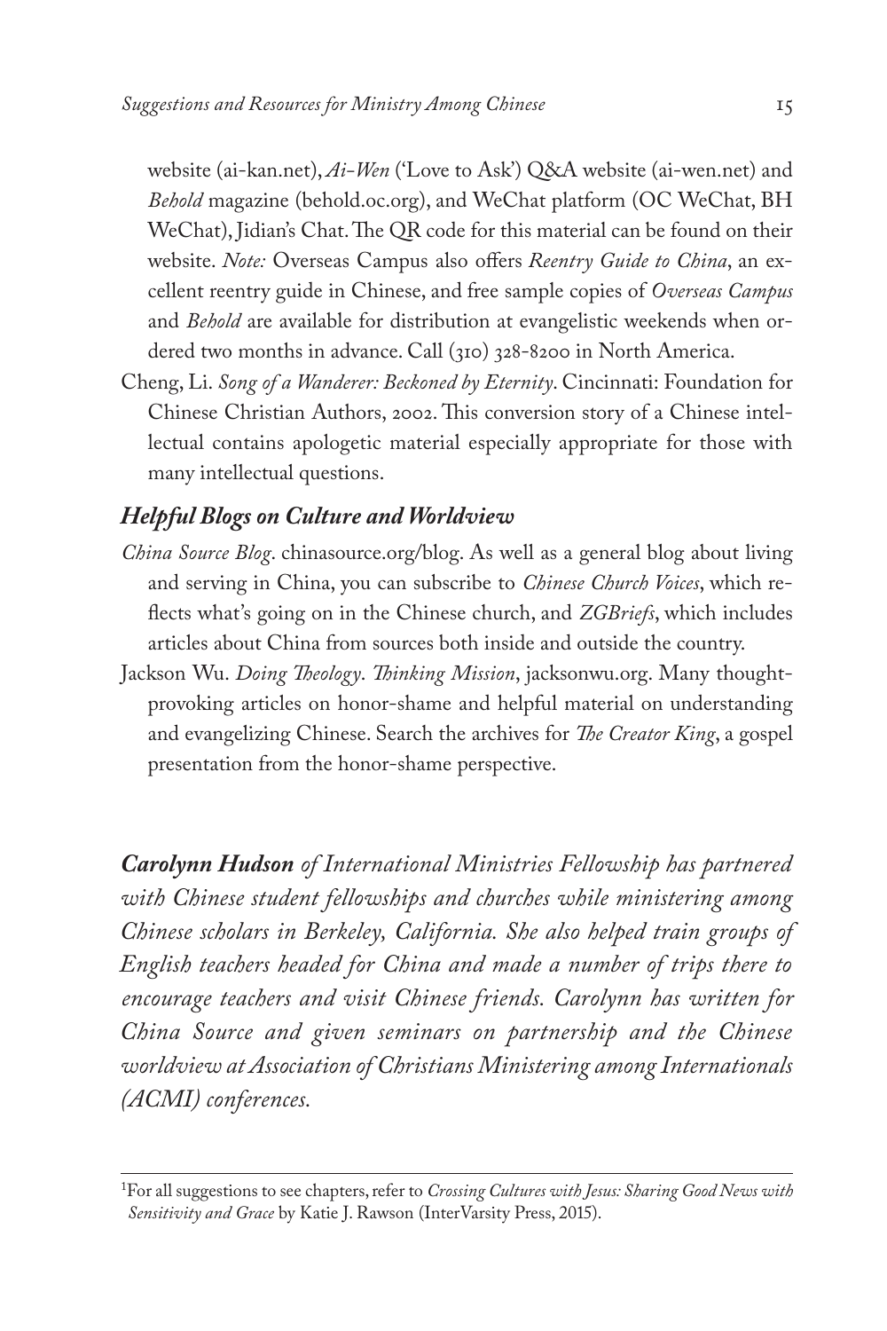website (ai-kan.net), *Ai-Wen* ('Love to Ask') Q&A website (ai-wen.net) and *Behold* magazine (behold.oc.org), and WeChat platform (OC WeChat, BH WeChat), Jidian's Chat. The QR code for this material can be found on their website. *Note:* Overseas Campus also offers *Reentry Guide to China*, an excellent reentry guide in Chinese, and free sample copies of *Overseas Campus* and *Behold* are available for distribution at evangelistic weekends when ordered two months in advance. Call (310) 328-8200 in North America.

Cheng, Li. *Song of a Wanderer: Beckoned by Eternity*. Cincinnati: Foundation for Chinese Christian Authors, 2002. This conversion story of a Chinese intellectual contains apologetic material especially appropriate for those with many intellectual questions.

### *Helpful Blogs on Culture and Worldview*

*China Source Blog*. chinasource.org/blog. As well as a general blog about living and serving in China, you can subscribe to *Chinese Church Voices*, which reflects what's going on in the Chinese church, and *ZGBriefs*, which includes articles about China from sources both inside and outside the country.

Jackson Wu. *Doing Theology. Thinking Mission*, jacksonwu.org. Many thought-provoking articles on honor-shame and helpful material on understanding and evangelizing Chinese. Search the archives for *The Creator King*, a gospel presentation from the honor-shame perspective.

***Carolynn Hudson*** *of International Ministries Fellowship has partnered with Chinese student fellowships and churches while ministering among Chinese scholars in Berkeley, California. She also helped train groups of English teachers headed for China and made a number of trips there to encourage teachers and visit Chinese friends. Carolynn has written for China Source and given seminars on partnership and the Chinese worldview at Association of Christians Ministering among Internationals (ACMI) conferences.*

---

[1] For all suggestions to see chapters, refer to *Crossing Cultures with Jesus: Sharing Good News with Sensitivity and Grace* by Katie J. Rawson (InterVarsity Press, 2015).